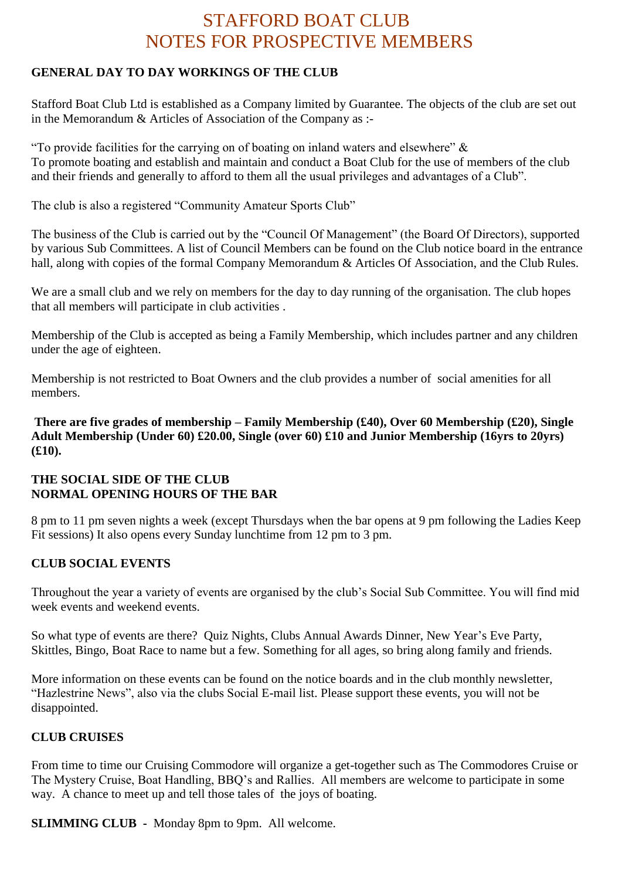# STAFFORD BOAT CLUB
# NOTES FOR PROSPECTIVE MEMBERS

## GENERAL DAY TO DAY WORKINGS OF THE CLUB

Stafford Boat Club Ltd is established as a Company limited by Guarantee. The objects of the club are set out in the Memorandum & Articles of Association of the Company as :-

"To provide facilities for the carrying on of boating on inland waters and elsewhere" &
To promote boating and establish and maintain and conduct a Boat Club for the use of members of the club and their friends and generally to afford to them all the usual privileges and advantages of a Club".

The club is also a registered "Community Amateur Sports Club"

The business of the Club is carried out by the "Council Of Management" (the Board Of Directors), supported by various Sub Committees. A list of Council Members can be found on the Club notice board in the entrance hall, along with copies of the formal Company Memorandum & Articles Of Association, and the Club Rules.

We are a small club and we rely on members for the day to day running of the organisation. The club hopes that all members will participate in club activities .

Membership of the Club is accepted as being a Family Membership, which includes partner and any children under the age of eighteen.

Membership is not restricted to Boat Owners and the club provides a number of social amenities for all members.

**There are five grades of membership – Family Membership (£40), Over 60 Membership (£20), Single Adult Membership (Under 60) £20.00, Single (over 60) £10 and Junior Membership (16yrs to 20yrs) (£10).**

## THE SOCIAL SIDE OF THE CLUB
## NORMAL OPENING HOURS OF THE BAR

8 pm to 11 pm seven nights a week (except Thursdays when the bar opens at 9 pm following the Ladies Keep Fit sessions) It also opens every Sunday lunchtime from 12 pm to 3 pm.

## CLUB SOCIAL EVENTS

Throughout the year a variety of events are organised by the club's Social Sub Committee. You will find mid week events and weekend events.

So what type of events are there? Quiz Nights, Clubs Annual Awards Dinner, New Year's Eve Party, Skittles, Bingo, Boat Race to name but a few. Something for all ages, so bring along family and friends.

More information on these events can be found on the notice boards and in the club monthly newsletter, "Hazlestrine News", also via the clubs Social E-mail list. Please support these events, you will not be disappointed.

## CLUB CRUISES

From time to time our Cruising Commodore will organize a get-together such as The Commodores Cruise or The Mystery Cruise, Boat Handling, BBQ's and Rallies. All members are welcome to participate in some way. A chance to meet up and tell those tales of the joys of boating.

**SLIMMING CLUB -** Monday 8pm to 9pm. All welcome.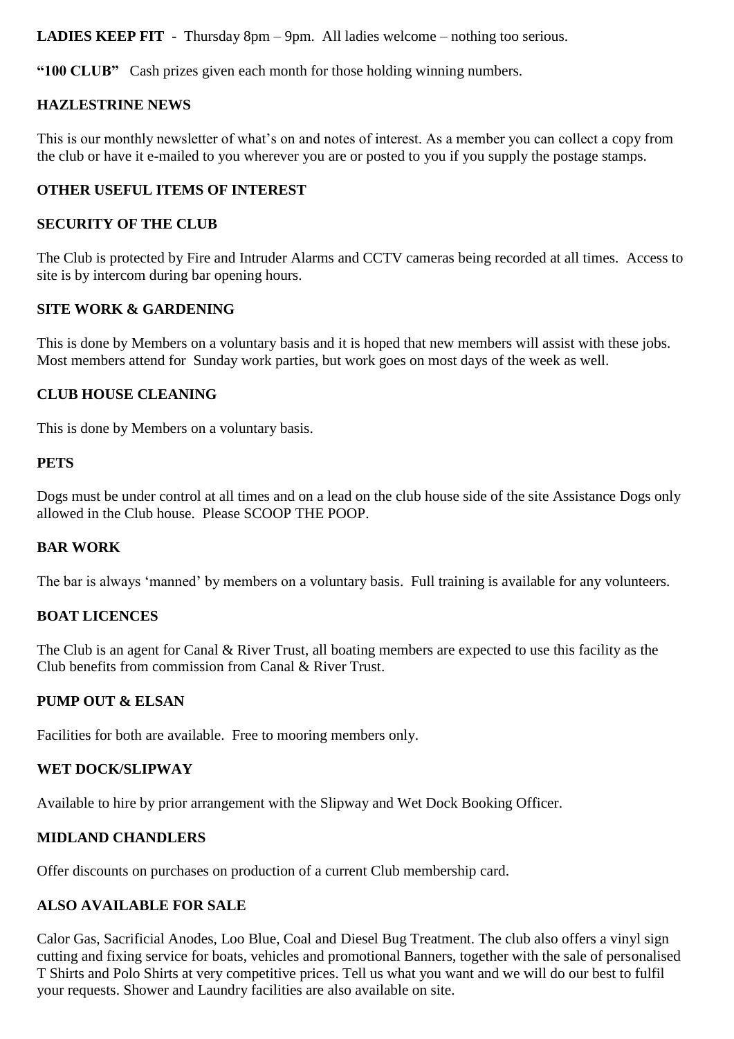**LADIES KEEP FIT** - Thursday 8pm – 9pm. All ladies welcome – nothing too serious.

**"100 CLUB"** Cash prizes given each month for those holding winning numbers.

## HAZLESTRINE NEWS

This is our monthly newsletter of what's on and notes of interest. As a member you can collect a copy from the club or have it e-mailed to you wherever you are or posted to you if you supply the postage stamps.

## OTHER USEFUL ITEMS OF INTEREST

## SECURITY OF THE CLUB

The Club is protected by Fire and Intruder Alarms and CCTV cameras being recorded at all times. Access to site is by intercom during bar opening hours.

## SITE WORK & GARDENING

This is done by Members on a voluntary basis and it is hoped that new members will assist with these jobs. Most members attend for Sunday work parties, but work goes on most days of the week as well.

## CLUB HOUSE CLEANING

This is done by Members on a voluntary basis.

## PETS

Dogs must be under control at all times and on a lead on the club house side of the site Assistance Dogs only allowed in the Club house. Please SCOOP THE POOP.

## BAR WORK

The bar is always 'manned' by members on a voluntary basis. Full training is available for any volunteers.

## BOAT LICENCES

The Club is an agent for Canal & River Trust, all boating members are expected to use this facility as the Club benefits from commission from Canal & River Trust.

## PUMP OUT & ELSAN

Facilities for both are available. Free to mooring members only.

## WET DOCK/SLIPWAY

Available to hire by prior arrangement with the Slipway and Wet Dock Booking Officer.

## MIDLAND CHANDLERS

Offer discounts on purchases on production of a current Club membership card.

## ALSO AVAILABLE FOR SALE

Calor Gas, Sacrificial Anodes, Loo Blue, Coal and Diesel Bug Treatment. The club also offers a vinyl sign cutting and fixing service for boats, vehicles and promotional Banners, together with the sale of personalised T Shirts and Polo Shirts at very competitive prices. Tell us what you want and we will do our best to fulfil your requests. Shower and Laundry facilities are also available on site.